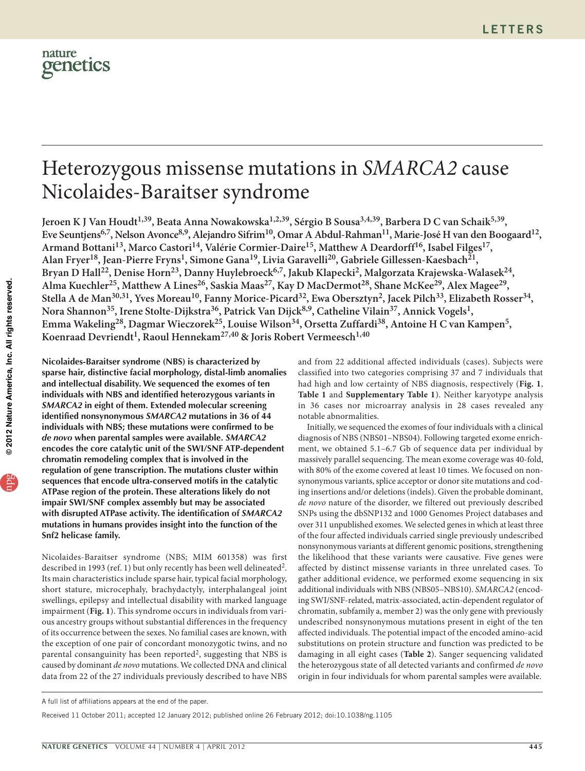# Heterozygous missense mutations in *SMARCA2* cause Nicolaides-Baraitser syndrome

**Jeroen K J Van Houdt[1,39], Beata Anna Nowakowska[1,2,39], Sérgio B Sousa[3,4,39], Barbera D C van Schaik[5,39], Eve Seuntjens[6,7], Nelson Avonce[8,9], Alejandro Sifrim[10], Omar A Abdul-Rahman[11], Marie-José H van den Boogaard[12], Armand Bottani[13], Marco Castori[14], Valérie Cormier-Daire[15], Matthew A Deardorff[16], Isabel Filges[17], Alan Fryer[18], Jean-Pierre Fryns[1], Simone Gana[19], Livia Garavelli[20], Gabriele Gillessen-Kaesbach[21], Bryan D Hall[22], Denise Horn[23], Danny Huylebroeck[6,7], Jakub Klapecki[2], Malgorzata Krajewska-Walasek[24], Alma Kuechler[25], Matthew A Lines[26], Saskia Maas[27], Kay D MacDermot[28], Shane McKee[29], Alex Magee[29], Stella A de Man[30,31], Yves Moreau[10], Fanny Morice-Picard[32], Ewa Obersztyn[2], Jacek Pilch[33], Elizabeth Rosser[34], Nora Shannon[35], Irene Stolte-Dijkstra[36], Patrick Van Dijck[8,9], Catheline Vilain[37], Annick Vogels[1], Emma Wakeling[28], Dagmar Wieczorek[25], Louise Wilson[34], Orsetta Zuffardi[38], Antoine H C van Kampen[5], Koenraad Devriendt[1], Raoul Hennekam[27,40] & Joris Robert Vermeesch[1,40]**

**Nicolaides-Baraitser syndrome (NBS) is characterized by sparse hair, distinctive facial morphology, distal-limb anomalies and intellectual disability. We sequenced the exomes of ten individuals with NBS and identified heterozygous variants in *SMARCA2* in eight of them. Extended molecular screening identified nonsynonymous *SMARCA2* mutations in 36 of 44 individuals with NBS; these mutations were confirmed to be *de novo* when parental samples were available. *SMARCA2* encodes the core catalytic unit of the SWI/SNF ATP-dependent chromatin remodeling complex that is involved in the regulation of gene transcription. The mutations cluster within sequences that encode ultra-conserved motifs in the catalytic ATPase region of the protein. These alterations likely do not impair SWI/SNF complex assembly but may be associated with disrupted ATPase activity. The identification of *SMARCA2* mutations in humans provides insight into the function of the Snf2 helicase family.**

Nicolaides-Baraitser syndrome (NBS; MIM 601358) was first described in 1993 (ref. 1) but only recently has been well delineated[2]. Its main characteristics include sparse hair, typical facial morphology, short stature, microcephaly, brachydactyly, interphalangeal joint swellings, epilepsy and intellectual disability with marked language impairment (**Fig. 1**). This syndrome occurs in individuals from various ancestry groups without substantial differences in the frequency of its occurrence between the sexes. No familial cases are known, with the exception of one pair of concordant monozygotic twins, and no parental consanguinity has been reported[2], suggesting that NBS is caused by dominant *de novo* mutations. We collected DNA and clinical data from 22 of the 27 individuals previously described to have NBS and from 22 additional affected individuals (cases). Subjects were classified into two categories comprising 37 and 7 individuals that had high and low certainty of NBS diagnosis, respectively (**Fig. 1**, **Table 1** and **Supplementary Table 1**). Neither karyotype analysis in 36 cases nor microarray analysis in 28 cases revealed any notable abnormalities.

Initially, we sequenced the exomes of four individuals with a clinical diagnosis of NBS (NBS01–NBS04). Following targeted exome enrichment, we obtained 5.1–6.7 Gb of sequence data per individual by massively parallel sequencing. The mean exome coverage was 40-fold, with 80% of the exome covered at least 10 times. We focused on nonsynonymous variants, splice acceptor or donor site mutations and coding insertions and/or deletions (indels). Given the probable dominant, *de novo* nature of the disorder, we filtered out previously described SNPs using the dbSNP132 and 1000 Genomes Project databases and over 311 unpublished exomes. We selected genes in which at least three of the four affected individuals carried single previously undescribed nonsynonymous variants at different genomic positions, strengthening the likelihood that these variants were causative. Five genes were affected by distinct missense variants in three unrelated cases. To gather additional evidence, we performed exome sequencing in six additional individuals with NBS (NBS05–NBS10). *SMARCA2* (encoding SWI/SNF-related, matrix-associated, actin-dependent regulator of chromatin, subfamily a, member 2) was the only gene with previously undescribed nonsynonymous mutations present in eight of the ten affected individuals. The potential impact of the encoded amino-acid substitutions on protein structure and function was predicted to be damaging in all eight cases (**Table 2**). Sanger sequencing validated the heterozygous state of all detected variants and confirmed *de novo* origin in four individuals for whom parental samples were available.

A full list of affiliations appears at the end of the paper.

Received 11 October 2011; accepted 12 January 2012; published online 26 February 2012; doi:10.1038/ng.1105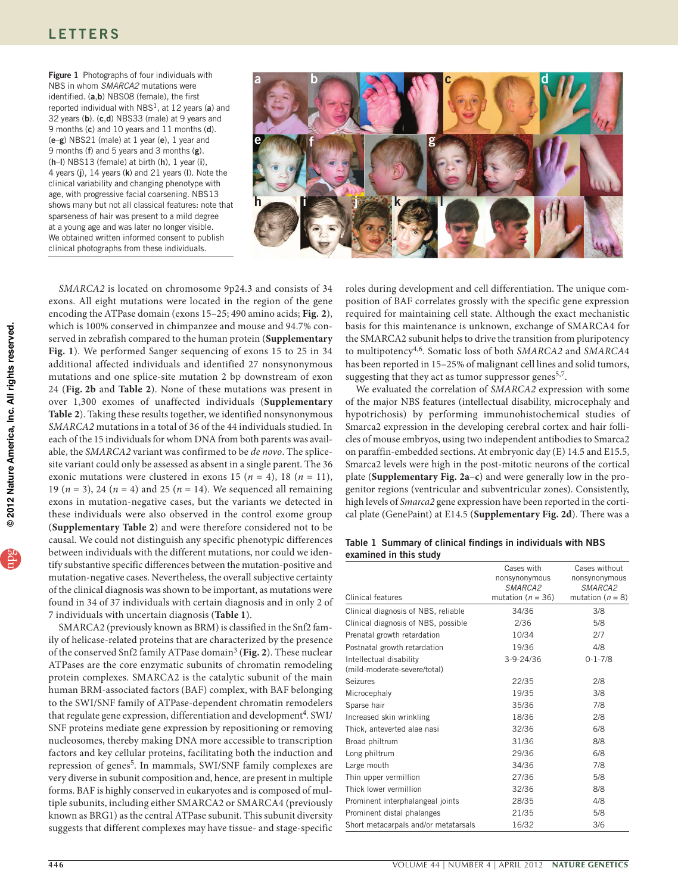**Figure 1** Photographs of four individuals with NBS in whom *SMARCA2* mutations were identified. (**a**,**b**) NBS08 (female), the first reported individual with NBS[1], at 12 years (**a**) and 32 years (**b**). (**c**,**d**) NBS33 (male) at 9 years and 9 months (**c**) and 10 years and 11 months (**d**). (**e**–**g**) NBS21 (male) at 1 year (**e**), 1 year and 9 months (**f**) and 5 years and 3 months (**g**). (**h**–**l**) NBS13 (female) at birth (**h**), 1 year (**i**), 4 years (**j**), 14 years (**k**) and 21 years (**l**). Note the clinical variability and changing phenotype with age, with progressive facial coarsening. NBS13 shows many but not all classical features: note that sparseness of hair was present to a mild degree at a young age and was later no longer visible. We obtained written informed consent to publish clinical photographs from these individuals.

*SMARCA2* is located on chromosome 9p24.3 and consists of 34 exons. All eight mutations were located in the region of the gene encoding the ATPase domain (exons 15–25; 490 amino acids; **Fig. 2**), which is 100% conserved in chimpanzee and mouse and 94.7% conserved in zebrafish compared to the human protein (**Supplementary Fig. 1**). We performed Sanger sequencing of exons 15 to 25 in 34 additional affected individuals and identified 27 nonsynonymous mutations and one splice-site mutation 2 bp downstream of exon 24 (**Fig. 2b** and **Table 2**). None of these mutations was present in over 1,300 exomes of unaffected individuals (**Supplementary Table 2**). Taking these results together, we identified nonsynonymous *SMARCA2* mutations in a total of 36 of the 44 individuals studied. In each of the 15 individuals for whom DNA from both parents was available, the *SMARCA2* variant was confirmed to be *de novo*. The splice-site variant could only be assessed as absent in a single parent. The 36 exonic mutations were clustered in exons 15 ($n$ = 4), 18 ($n$ = 11), 19 ($n$ = 3), 24 ($n$ = 4) and 25 ($n$ = 14). We sequenced all remaining exons in mutation-negative cases, but the variants we detected in these individuals were also observed in the control exome group (**Supplementary Table 2**) and were therefore considered not to be causal. We could not distinguish any specific phenotypic differences between individuals with the different mutations, nor could we identify substantive specific differences between the mutation-positive and mutation-negative cases. Nevertheless, the overall subjective certainty of the clinical diagnosis was shown to be important, as mutations were found in 34 of 37 individuals with certain diagnosis and in only 2 of 7 individuals with uncertain diagnosis (**Table 1**).

SMARCA2 (previously known as BRM) is classified in the Snf2 family of helicase-related proteins that are characterized by the presence of the conserved Snf2 family ATPase domain[3] (**Fig. 2**). These nuclear ATPases are the core enzymatic subunits of chromatin remodeling protein complexes. SMARCA2 is the catalytic subunit of the main human BRM-associated factors (BAF) complex, with BAF belonging to the SWI/SNF family of ATPase-dependent chromatin remodelers that regulate gene expression, differentiation and development[4]. SWI/SNF proteins mediate gene expression by repositioning or removing nucleosomes, thereby making DNA more accessible to transcription factors and key cellular proteins, facilitating both the induction and repression of genes[5]. In mammals, SWI/SNF family complexes are very diverse in subunit composition and, hence, are present in multiple forms. BAF is highly conserved in eukaryotes and is composed of multiple subunits, including either SMARCA2 or SMARCA4 (previously known as BRG1) as the central ATPase subunit. This subunit diversity suggests that different complexes may have tissue- and stage-specific roles during development and cell differentiation. The unique composition of BAF correlates grossly with the specific gene expression required for maintaining cell state. Although the exact mechanistic basis for this maintenance is unknown, exchange of SMARCA4 for the SMARCA2 subunit helps to drive the transition from pluripotency to multipotency[4,6]. Somatic loss of both *SMARCA2* and *SMARCA4* has been reported in 15–25% of malignant cell lines and solid tumors, suggesting that they act as tumor suppressor genes[5,7].

We evaluated the correlation of *SMARCA2* expression with some of the major NBS features (intellectual disability, microcephaly and hypotrichosis) by performing immunohistochemical studies of Smarca2 expression in the developing cerebral cortex and hair follicles of mouse embryos, using two independent antibodies to Smarca2 on paraffin-embedded sections. At embryonic day (E) 14.5 and E15.5, Smarca2 levels were high in the post-mitotic neurons of the cortical plate (**Supplementary Fig. 2a**–**c**) and were generally low in the progenitor regions (ventricular and subventricular zones). Consistently, high levels of *Smarca2* gene expression have been reported in the cortical plate (GenePaint) at E14.5 (**Supplementary Fig. 2d**). There was a

**Table 1** Summary of clinical findings in individuals with NBS examined in this study

| Clinical features | Cases with nonsynonymous *SMARCA2* mutation ($n$ = 36) | Cases without nonsynonymous *SMARCA2* mutation ($n$ = 8) |
|---|---|---|
| Clinical diagnosis of NBS, reliable | 34/36 | 3/8 |
| Clinical diagnosis of NBS, possible | 2/36 | 5/8 |
| Prenatal growth retardation | 10/34 | 2/7 |
| Postnatal growth retardation | 19/36 | 4/8 |
| Intellectual disability (mild-moderate-severe/total) | 3-9-24/36 | 0-1-7/8 |
| Seizures | 22/35 | 2/8 |
| Microcephaly | 19/35 | 3/8 |
| Sparse hair | 35/36 | 7/8 |
| Increased skin wrinkling | 18/36 | 2/8 |
| Thick, anteverted alae nasi | 32/36 | 6/8 |
| Broad philtrum | 31/36 | 8/8 |
| Long philtrum | 29/36 | 6/8 |
| Large mouth | 34/36 | 7/8 |
| Thin upper vermillion | 27/36 | 5/8 |
| Thick lower vermillion | 32/36 | 8/8 |
| Prominent interphalangeal joints | 28/35 | 4/8 |
| Prominent distal phalanges | 21/35 | 5/8 |
| Short metacarpals and/or metatarsals | 16/32 | 3/6 |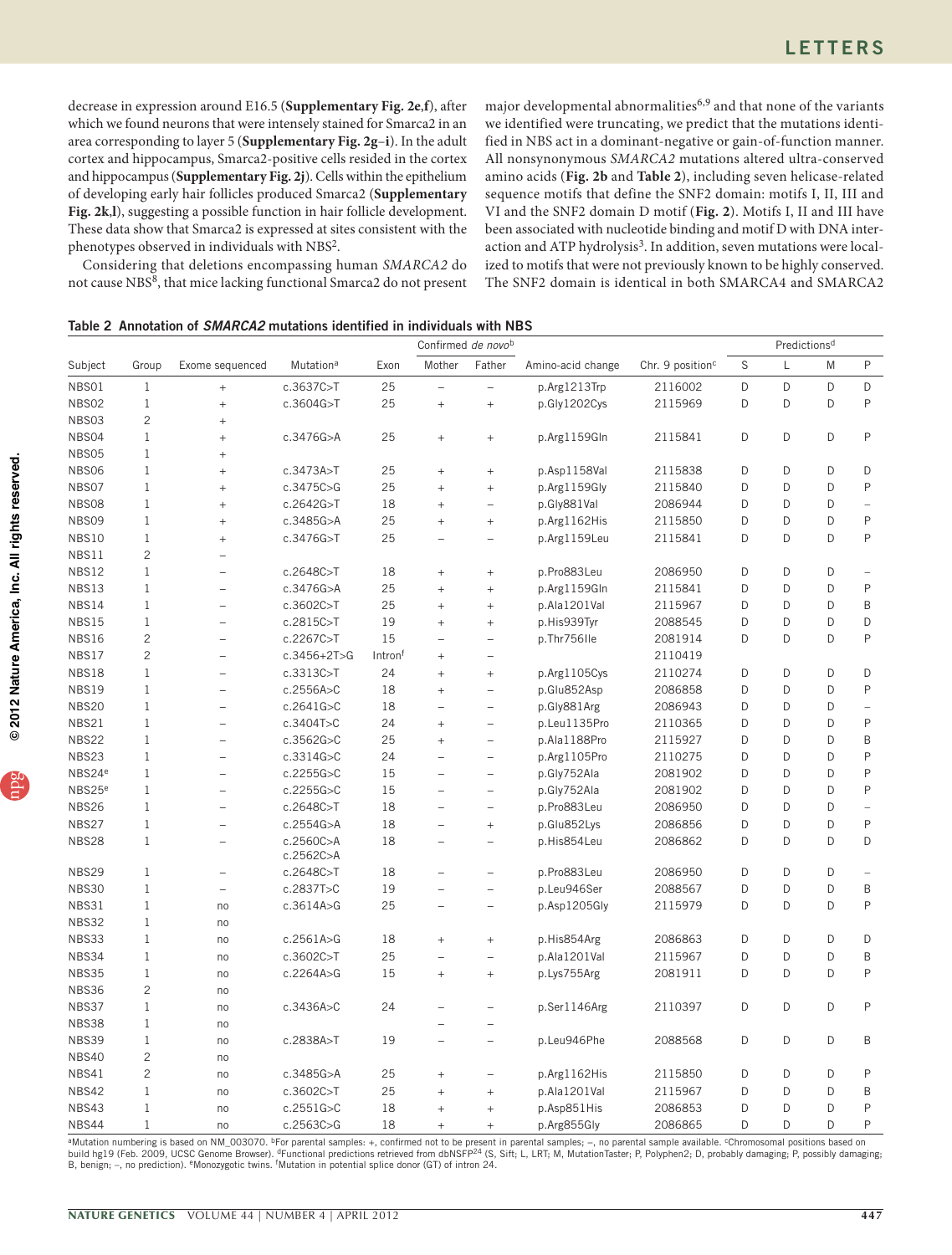decrease in expression around E16.5 (**Supplementary Fig. 2e,f**), after which we found neurons that were intensely stained for Smarca2 in an area corresponding to layer 5 (**Supplementary Fig. 2g–i**). In the adult cortex and hippocampus, Smarca2-positive cells resided in the cortex and hippocampus (**Supplementary Fig. 2j**). Cells within the epithelium of developing early hair follicles produced Smarca2 (**Supplementary Fig. 2k,l**), suggesting a possible function in hair follicle development. These data show that Smarca2 is expressed at sites consistent with the phenotypes observed in individuals with NBS[2].

Considering that deletions encompassing human *SMARCA2* do not cause NBS[8], that mice lacking functional Smarca2 do not present major developmental abnormalities[6,9] and that none of the variants we identified were truncating, we predict that the mutations identified in NBS act in a dominant-negative or gain-of-function manner. All nonsynonymous *SMARCA2* mutations altered ultra-conserved amino acids (**Fig. 2b** and **Table 2**), including seven helicase-related sequence motifs that define the SNF2 domain: motifs I, II, III and VI and the SNF2 domain D motif (**Fig. 2**). Motifs I, II and III have been associated with nucleotide binding and motif D with DNA interaction and ATP hydrolysis[3]. In addition, seven mutations were localized to motifs that were not previously known to be highly conserved. The SNF2 domain is identical in both SMARCA4 and SMARCA2

**Table 2 Annotation of *SMARCA2* mutations identified in individuals with NBS**

| Subject | Group | Exome sequenced | Mutation[a] | Exon | Confirmed *de novo*[b] | | Amino-acid change | Chr. 9 position[c] | Predictions[d] | | | |
|---|---|---|---|---|---|---|---|---|---|---|---|---|
| | | | | | Mother | Father | | | S | L | M | P |
| NBS01 | 1 | + | c.3637C>T | 25 | – | – | p.Arg1213Trp | 2116002 | D | D | D | D |
| NBS02 | 1 | + | c.3604G>T | 25 | + | + | p.Gly1202Cys | 2115969 | D | D | D | P |
| NBS03 | 2 | + | | | | | | | | | | |
| NBS04 | 1 | + | c.3476G>A | 25 | + | + | p.Arg1159Gln | 2115841 | D | D | D | P |
| NBS05 | 1 | + | | | | | | | | | | |
| NBS06 | 1 | + | c.3473A>T | 25 | + | + | p.Asp1158Val | 2115838 | D | D | D | D |
| NBS07 | 1 | + | c.3475C>G | 25 | + | + | p.Arg1159Gly | 2115840 | D | D | D | P |
| NBS08 | 1 | + | c.2642G>T | 18 | + | – | p.Gly881Val | 2086944 | D | D | D | – |
| NBS09 | 1 | + | c.3485G>A | 25 | + | + | p.Arg1162His | 2115850 | D | D | D | P |
| NBS10 | 1 | + | c.3476G>T | 25 | – | – | p.Arg1159Leu | 2115841 | D | D | D | P |
| NBS11 | 2 | – | | | | | | | | | | |
| NBS12 | 1 | – | c.2648C>T | 18 | + | + | p.Pro883Leu | 2086950 | D | D | D | – |
| NBS13 | 1 | – | c.3476G>A | 25 | + | + | p.Arg1159Gln | 2115841 | D | D | D | P |
| NBS14 | 1 | – | c.3602C>T | 25 | + | + | p.Ala1201Val | 2115967 | D | D | D | B |
| NBS15 | 1 | – | c.2815C>T | 19 | + | + | p.His939Tyr | 2088545 | D | D | D | D |
| NBS16 | 2 | – | c.2267C>T | 15 | – | – | p.Thr756Ile | 2081914 | D | D | D | P |
| NBS17 | 2 | – | c.3456+2T>G | Intron[f] | + | – | | 2110419 | | | | |
| NBS18 | 1 | – | c.3313C>T | 24 | + | + | p.Arg1105Cys | 2110274 | D | D | D | D |
| NBS19 | 1 | – | c.2556A>C | 18 | + | – | p.Glu852Asp | 2086858 | D | D | D | P |
| NBS20 | 1 | – | c.2641G>C | 18 | – | – | p.Gly881Arg | 2086943 | D | D | D | – |
| NBS21 | 1 | – | c.3404T>C | 24 | + | – | p.Leu1135Pro | 2110365 | D | D | D | P |
| NBS22 | 1 | – | c.3562G>C | 25 | + | – | p.Ala1188Pro | 2115927 | D | D | D | B |
| NBS23 | 1 | – | c.3314G>C | 24 | – | – | p.Arg1105Pro | 2110275 | D | D | D | P |
| NBS24[e] | 1 | – | c.2255G>C | 15 | – | – | p.Gly752Ala | 2081902 | D | D | D | P |
| NBS25[e] | 1 | – | c.2255G>C | 15 | – | – | p.Gly752Ala | 2081902 | D | D | D | P |
| NBS26 | 1 | – | c.2648C>T | 18 | – | – | p.Pro883Leu | 2086950 | D | D | D | – |
| NBS27 | 1 | – | c.2554G>A | 18 | – | + | p.Glu852Lys | 2086856 | D | D | D | P |
| NBS28 | 1 | – | c.2560C>A c.2562C>A | 18 | – | – | p.His854Leu | 2086862 | D | D | D | D |
| NBS29 | 1 | – | c.2648C>T | 18 | – | – | p.Pro883Leu | 2086950 | D | D | D | – |
| NBS30 | 1 | – | c.2837T>C | 19 | – | – | p.Leu946Ser | 2088567 | D | D | D | B |
| NBS31 | 1 | no | c.3614A>G | 25 | – | – | p.Asp1205Gly | 2115979 | D | D | D | P |
| NBS32 | 1 | no | | | | | | | | | | |
| NBS33 | 1 | no | c.2561A>G | 18 | + | + | p.His854Arg | 2086863 | D | D | D | D |
| NBS34 | 1 | no | c.3602C>T | 25 | – | – | p.Ala1201Val | 2115967 | D | D | D | B |
| NBS35 | 1 | no | c.2264A>G | 15 | + | + | p.Lys755Arg | 2081911 | D | D | D | P |
| NBS36 | 2 | no | | | | | | | | | | |
| NBS37 | 1 | no | c.3436A>C | 24 | – | – | p.Ser1146Arg | 2110397 | D | D | D | P |
| NBS38 | 1 | no | | | – | – | | | | | | |
| NBS39 | 1 | no | c.2838A>T | 19 | – | – | p.Leu946Phe | 2088568 | D | D | D | B |
| NBS40 | 2 | no | | | | | | | | | | |
| NBS41 | 2 | no | c.3485G>A | 25 | + | – | p.Arg1162His | 2115850 | D | D | D | P |
| NBS42 | 1 | no | c.3602C>T | 25 | + | + | p.Ala1201Val | 2115967 | D | D | D | B |
| NBS43 | 1 | no | c.2551G>C | 18 | + | + | p.Asp851His | 2086853 | D | D | D | P |
| NBS44 | 1 | no | c.2563C>G | 18 | + | + | p.Arg855Gly | 2086865 | D | D | D | P |

[a]Mutation numbering is based on NM_003070. [b]For parental samples: +, confirmed not to be present in parental samples; –, no parental sample available. [c]Chromosomal positions based on build hg19 (Feb. 2009, UCSC Genome Browser). [d]Functional predictions retrieved from dbNSFP[24] (S, Sift; L, LRT; M, MutationTaster; P, Polyphen2; D, probably damaging; P, possibly damaging; B, benign; –, no prediction). [e]Monozygotic twins. [f]Mutation in potential splice donor (GT) of intron 24.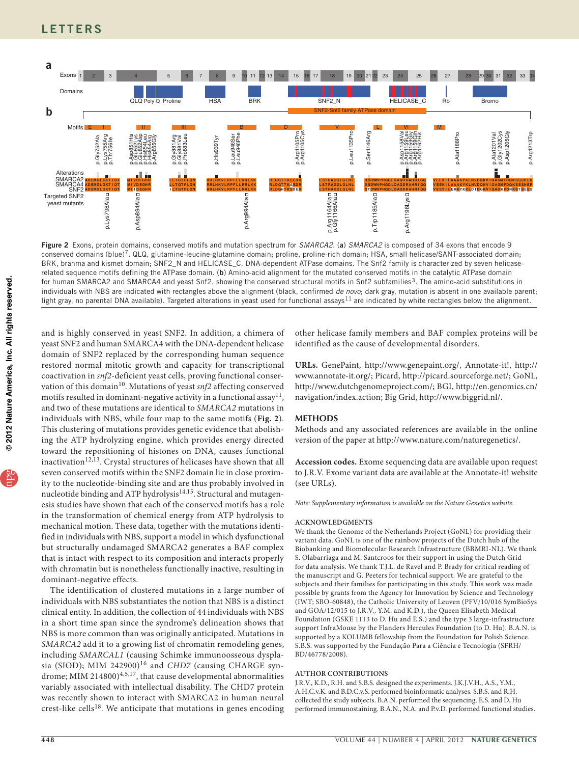Figure 2 Exons, protein domains, conserved motifs and mutation spectrum for *SMARCA2*. (**a**) *SMARCA2* is composed of 34 exons that encode 9 conserved domains (blue)[7]. QLQ, glutamine-leucine-glutamine domain; proline, proline-rich domain; HSA, small helicase/SANT-associated domain; BRK, brahma and kismet domain; SNF2_N and HELICASE_C, DNA-dependent ATPase domains. The Snf2 family is characterized by seven helicase-related sequence motifs defining the ATPase domain. (**b**) Amino-acid alignment for the mutated conserved motifs in the catalytic ATPase domain for human SMARCA2 and SMARCA4 and yeast Snf2, showing the conserved structural motifs in Snf2 subfamilies[3]. The amino-acid substitutions in individuals with NBS are indicated with rectangles above the alignment (black, confirmed *de novo*; dark gray, mutation is absent in one available parent; light gray, no parental DNA available). Targeted alterations in yeast used for functional assays[11] are indicated by white rectangles below the alignment.

and is highly conserved in yeast SNF2. In addition, a chimera of yeast SNF2 and human SMARCA4 with the DNA-dependent helicase domain of SNF2 replaced by the corresponding human sequence restored normal mitotic growth and capacity for transcriptional coactivation in *snf2*-deficient yeast cells, proving functional conservation of this domain[10]. Mutations of yeast *snf2* affecting conserved motifs resulted in dominant-negative activity in a functional assay[11], and two of these mutations are identical to *SMARCA2* mutations in individuals with NBS, while four map to the same motifs (**Fig. 2**). This clustering of mutations provides genetic evidence that abolishing the ATP hydrolyzing engine, which provides energy directed toward the repositioning of histones on DNA, causes functional inactivation[12,13]. Crystal structures of helicases have shown that all seven conserved motifs within the SNF2 domain lie in close proximity to the nucleotide-binding site and are thus probably involved in nucleotide binding and ATP hydrolysis[14,15]. Structural and mutagenesis studies have shown that each of the conserved motifs has a role in the transformation of chemical energy from ATP hydrolysis to mechanical motion. These data, together with the mutations identified in individuals with NBS, support a model in which dysfunctional but structurally undamaged SMARCA2 generates a BAF complex that is intact with respect to its composition and interacts properly with chromatin but is nonetheless functionally inactive, resulting in dominant-negative effects.

The identification of clustered mutations in a large number of individuals with NBS substantiates the notion that NBS is a distinct clinical entity. In addition, the collection of 44 individuals with NBS in a short time span since the syndrome's delineation shows that NBS is more common than was originally anticipated. Mutations in *SMARCA2* add it to a growing list of chromatin remodeling genes, including *SMARCAL1* (causing Schimke immunoosseous dysplasia (SIOD); MIM 242900)[16] and *CHD7* (causing CHARGE syndrome; MIM 214800)[4,5,17], that cause developmental abnormalities variably associated with intellectual disability. The CHD7 protein was recently shown to interact with SMARCA2 in human neural crest-like cells[18]. We anticipate that mutations in genes encoding other helicase family members and BAF complex proteins will be identified as the cause of developmental disorders.

**URLs.** GenePaint, http://www.genepaint.org/, Annotate-it!, http://www.annotate-it.org/; Picard, http://picard.sourceforge.net/; GoNL, http://www.dutchgenomeproject.com/; BGI, http://en.genomics.cn/navigation/index.action; Big Grid, http://www.biggrid.nl/.

## METHODS

Methods and any associated references are available in the online version of the paper at http://www.nature.com/naturegenetics/.

**Accession codes.** Exome sequencing data are available upon request to J.R.V. Exome variant data are available at the Annotate-it! website (see URLs).

*Note: Supplementary information is available on the Nature Genetics website.*

### ACKNOWLEDGMENTS

We thank the Genome of the Netherlands Project (GoNL) for providing their variant data. GoNL is one of the rainbow projects of the Dutch hub of the Biobanking and Biomolecular Research Infrastructure (BBMRI-NL). We thank S. Olabarriaga and M. Santcroos for their support in using the Dutch Grid for data analysis. We thank T.J.L. de Ravel and P. Brady for critical reading of the manuscript and G. Peeters for technical support. We are grateful to the subjects and their families for participating in this study. This work was made possible by grants from the Agency for Innovation by Science and Technology (IWT; SBO-60848), the Catholic University of Leuven (PFV/10/016 SymBioSys and GOA/12/015 to J.R.V., Y.M. and K.D.), the Queen Elisabeth Medical Foundation (GSKE 1113 to D. Hu and E.S.) and the type 3 large-infrastructure support InfraMouse by the Flanders Hercules Foundation (to D. Hu). B.A.N. is supported by a KOLUMB fellowship from the Foundation for Polish Science. S.B.S. was supported by the Fundação Para a Ciência e Tecnologia (SFRH/BD/46778/2008).

### AUTHOR CONTRIBUTIONS

J.R.V., K.D., R.H. and S.B.S. designed the experiments. J.K.J.V.H., A.S., Y.M., A.H.C.v.K. and B.D.C.v.S. performed bioinformatic analyses. S.B.S. and R.H. collected the study subjects. B.A.N. performed the sequencing. E.S. and D. Hu performed immunostaining. B.A.N., N.A. and P.v.D. performed functional studies.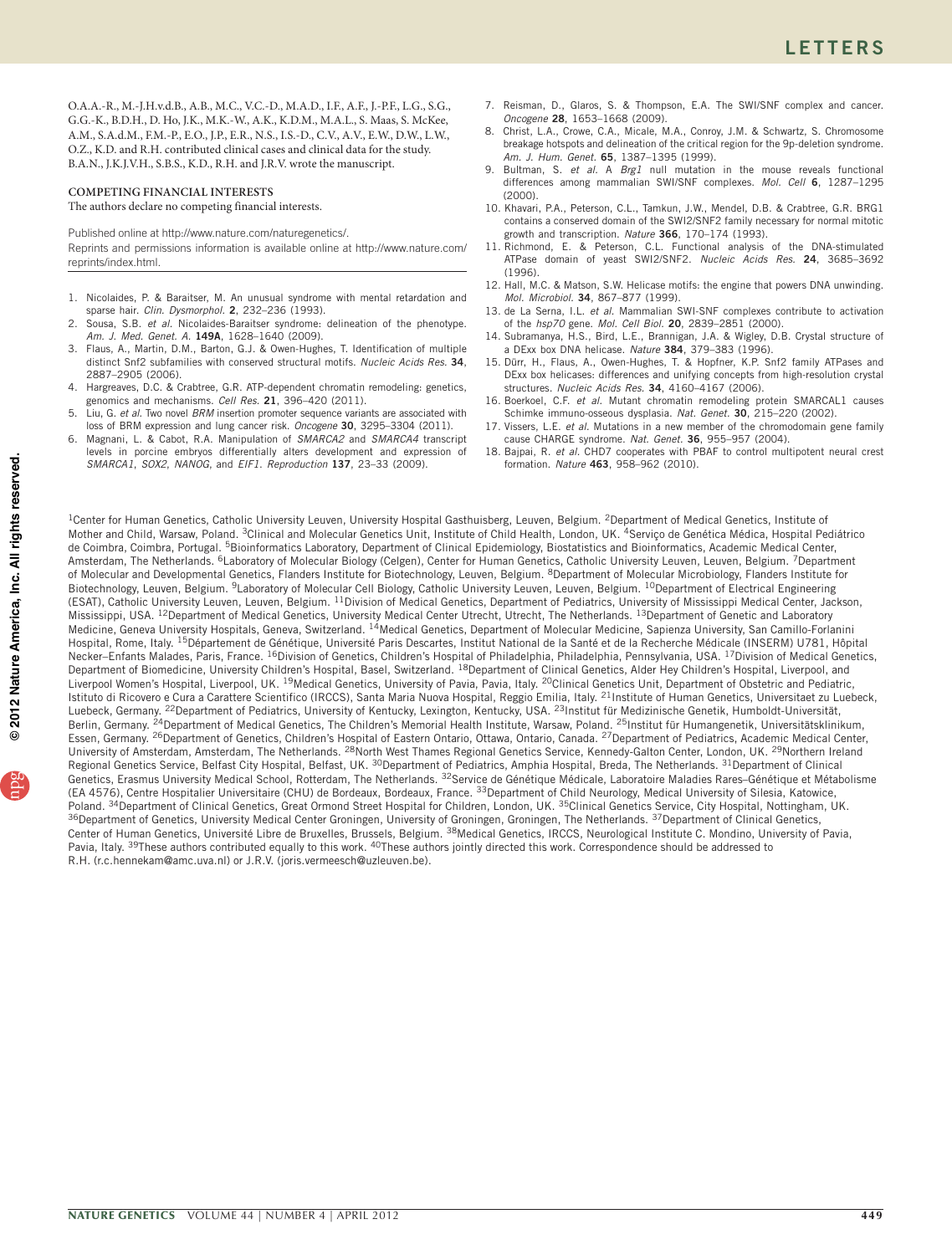O.A.A.-R., M.-J.H.v.d.B., A.B., M.C., V.C.-D., M.A.D., I.F., A.F., J.-P.F., L.G., S.G., G.G.-K., B.D.H., D. Ho, J.K., M.K.-W., A.K., K.D.M., M.A.L., S. Maas, S. McKee, A.M., S.A.d.M., F.M.-P., E.O., J.P., E.R., N.S., I.S.-D., C.V., A.V., E.W., D.W., L.W., O.Z., K.D. and R.H. contributed clinical cases and clinical data for the study. B.A.N., J.K.J.V.H., S.B.S., K.D., R.H. and J.R.V. wrote the manuscript.

## COMPETING FINANCIAL INTERESTS

The authors declare no competing financial interests.

Published online at http://www.nature.com/naturegenetics/.
Reprints and permissions information is available online at http://www.nature.com/reprints/index.html.

1. Nicolaides, P. & Baraitser, M. An unusual syndrome with mental retardation and sparse hair. *Clin. Dysmorphol.* **2**, 232–236 (1993).
2. Sousa, S.B. *et al.* Nicolaides-Baraitser syndrome: delineation of the phenotype. *Am. J. Med. Genet. A.* **149A**, 1628–1640 (2009).
3. Flaus, A., Martin, D.M., Barton, G.J. & Owen-Hughes, T. Identification of multiple distinct Snf2 subfamilies with conserved structural motifs. *Nucleic Acids Res.* **34**, 2887–2905 (2006).
4. Hargreaves, D.C. & Crabtree, G.R. ATP-dependent chromatin remodeling: genetics, genomics and mechanisms. *Cell Res.* **21**, 396–420 (2011).
5. Liu, G. *et al.* Two novel *BRM* insertion promoter sequence variants are associated with loss of BRM expression and lung cancer risk. *Oncogene* **30**, 3295–3304 (2011).
6. Magnani, L. & Cabot, R.A. Manipulation of *SMARCA2* and *SMARCA4* transcript levels in porcine embryos differentially alters development and expression of *SMARCA1*, *SOX2*, *NANOG*, and *EIF1*. *Reproduction* **137**, 23–33 (2009).
7. Reisman, D., Glaros, S. & Thompson, E.A. The SWI/SNF complex and cancer. *Oncogene* **28**, 1653–1668 (2009).
8. Christ, L.A., Crowe, C.A., Micale, M.A., Conroy, J.M. & Schwartz, S. Chromosome breakage hotspots and delineation of the critical region for the 9p-deletion syndrome. *Am. J. Hum. Genet.* **65**, 1387–1395 (1999).
9. Bultman, S. *et al.* A *Brg1* null mutation in the mouse reveals functional differences among mammalian SWI/SNF complexes. *Mol. Cell* **6**, 1287–1295 (2000).
10. Khavari, P.A., Peterson, C.L., Tamkun, J.W., Mendel, D.B. & Crabtree, G.R. BRG1 contains a conserved domain of the SWI2/SNF2 family necessary for normal mitotic growth and transcription. *Nature* **366**, 170–174 (1993).
11. Richmond, E. & Peterson, C.L. Functional analysis of the DNA-stimulated ATPase domain of yeast SWI2/SNF2. *Nucleic Acids Res.* **24**, 3685–3692 (1996).
12. Hall, M.C. & Matson, S.W. Helicase motifs: the engine that powers DNA unwinding. *Mol. Microbiol.* **34**, 867–877 (1999).
13. de La Serna, I.L. *et al.* Mammalian SWI-SNF complexes contribute to activation of the *hsp70* gene. *Mol. Cell Biol.* **20**, 2839–2851 (2000).
14. Subramanya, H.S., Bird, L.E., Brannigan, J.A. & Wigley, D.B. Crystal structure of a DExx box DNA helicase. *Nature* **384**, 379–383 (1996).
15. Dürr, H., Flaus, A., Owen-Hughes, T. & Hopfner, K.P. Snf2 family ATPases and DExx box helicases: differences and unifying concepts from high-resolution crystal structures. *Nucleic Acids Res.* **34**, 4160–4167 (2006).
16. Boerkoel, C.F. *et al.* Mutant chromatin remodeling protein SMARCAL1 causes Schimke immuno-osseous dysplasia. *Nat. Genet.* **30**, 215–220 (2002).
17. Vissers, L.E. *et al.* Mutations in a new member of the chromodomain gene family cause CHARGE syndrome. *Nat. Genet.* **36**, 955–957 (2004).
18. Bajpai, R. *et al.* CHD7 cooperates with PBAF to control multipotent neural crest formation. *Nature* **463**, 958–962 (2010).

[1]Center for Human Genetics, Catholic University Leuven, University Hospital Gasthuisberg, Leuven, Belgium. [2]Department of Medical Genetics, Institute of Mother and Child, Warsaw, Poland. [3]Clinical and Molecular Genetics Unit, Institute of Child Health, London, UK. [4]Serviço de Genética Médica, Hospital Pediátrico de Coimbra, Coimbra, Portugal. [5]Bioinformatics Laboratory, Department of Clinical Epidemiology, Biostatistics and Bioinformatics, Academic Medical Center, Amsterdam, The Netherlands. [6]Laboratory of Molecular Biology (Celgen), Center for Human Genetics, Catholic University Leuven, Leuven, Belgium. [7]Department of Molecular and Developmental Genetics, Flanders Institute for Biotechnology, Leuven, Belgium. [8]Department of Molecular Microbiology, Flanders Institute for Biotechnology, Leuven, Belgium. [9]Laboratory of Molecular Cell Biology, Catholic University Leuven, Leuven, Belgium. [10]Department of Electrical Engineering (ESAT), Catholic University Leuven, Leuven, Belgium. [11]Division of Medical Genetics, Department of Pediatrics, University of Mississippi Medical Center, Jackson, Mississippi, USA. [12]Department of Medical Genetics, University Medical Center Utrecht, Utrecht, The Netherlands. [13]Department of Genetic and Laboratory Medicine, Geneva University Hospitals, Geneva, Switzerland. [14]Medical Genetics, Department of Molecular Medicine, Sapienza University, San Camillo-Forlanini Hospital, Rome, Italy. [15]Département de Génétique, Université Paris Descartes, Institut National de la Santé et de la Recherche Médicale (INSERM) U781, Hôpital Necker–Enfants Malades, Paris, France. [16]Division of Genetics, Children's Hospital of Philadelphia, Philadelphia, Pennsylvania, USA. [17]Division of Medical Genetics, Department of Biomedicine, University Children's Hospital, Basel, Switzerland. [18]Department of Clinical Genetics, Alder Hey Children's Hospital, Liverpool, and Liverpool Women's Hospital, Liverpool, UK. [19]Medical Genetics, University of Pavia, Pavia, Italy. [20]Clinical Genetics Unit, Department of Obstetric and Pediatric, Istituto di Ricovero e Cura a Carattere Scientifico (IRCCS), Santa Maria Nuova Hospital, Reggio Emilia, Italy. [21]Institute of Human Genetics, Universitaet zu Luebeck, Luebeck, Germany. [22]Department of Pediatrics, University of Kentucky, Lexington, Kentucky, USA. [23]Institut für Medizinische Genetik, Humboldt-Universität, Berlin, Germany. [24]Department of Medical Genetics, The Children's Memorial Health Institute, Warsaw, Poland. [25]Institut für Humangenetik, Universitätsklinikum, Essen, Germany. [26]Department of Genetics, Children's Hospital of Eastern Ontario, Ottawa, Ontario, Canada. [27]Department of Pediatrics, Academic Medical Center, University of Amsterdam, Amsterdam, The Netherlands. [28]North West Thames Regional Genetics Service, Kennedy-Galton Center, London, UK. [29]Northern Ireland Regional Genetics Service, Belfast City Hospital, Belfast, UK. [30]Department of Pediatrics, Amphia Hospital, Breda, The Netherlands. [31]Department of Clinical Genetics, Erasmus University Medical School, Rotterdam, The Netherlands. [32]Service de Génétique Médicale, Laboratoire Maladies Rares–Génétique et Métabolisme (EA 4576), Centre Hospitalier Universitaire (CHU) de Bordeaux, Bordeaux, France. [33]Department of Child Neurology, Medical University of Silesia, Katowice, Poland. [34]Department of Clinical Genetics, Great Ormond Street Hospital for Children, London, UK. [35]Clinical Genetics Service, City Hospital, Nottingham, UK. [36]Department of Genetics, University Medical Center Groningen, University of Groningen, Groningen, The Netherlands. [37]Department of Clinical Genetics, Center of Human Genetics, Université Libre de Bruxelles, Brussels, Belgium. [38]Medical Genetics, IRCCS, Neurological Institute C. Mondino, University of Pavia, Pavia, Italy. [39]These authors contributed equally to this work. [40]These authors jointly directed this work. Correspondence should be addressed to R.H. (r.c.hennekam@amc.uva.nl) or J.R.V. (joris.vermeesch@uzleuven.be).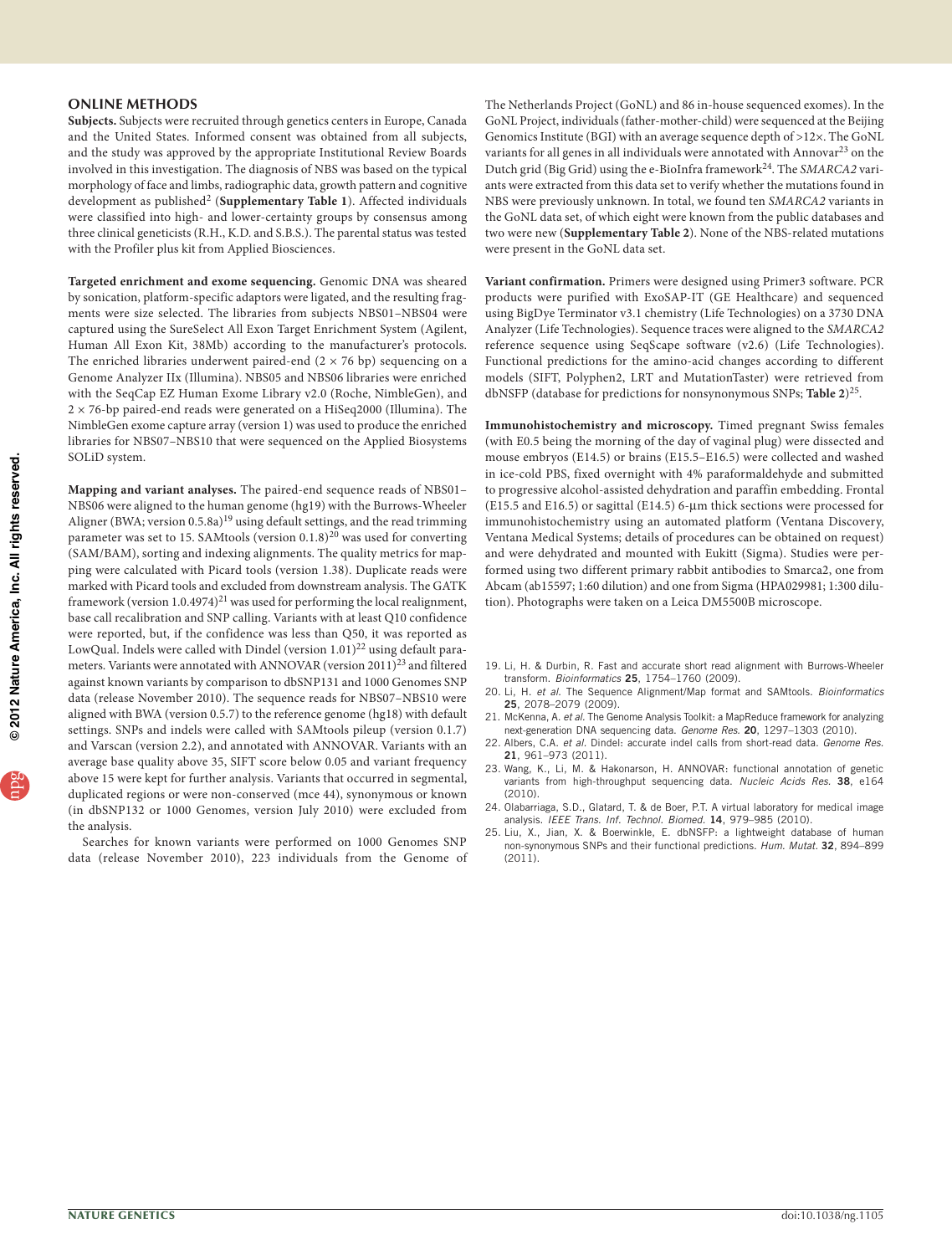## ONLINE METHODS

**Subjects.** Subjects were recruited through genetics centers in Europe, Canada and the United States. Informed consent was obtained from all subjects, and the study was approved by the appropriate Institutional Review Boards involved in this investigation. The diagnosis of NBS was based on the typical morphology of face and limbs, radiographic data, growth pattern and cognitive development as published[2] (**Supplementary Table 1**). Affected individuals were classified into high- and lower-certainty groups by consensus among three clinical geneticists (R.H., K.D. and S.B.S.). The parental status was tested with the Profiler plus kit from Applied Biosciences.

**Targeted enrichment and exome sequencing.** Genomic DNA was sheared by sonication, platform-specific adaptors were ligated, and the resulting fragments were size selected. The libraries from subjects NBS01–NBS04 were captured using the SureSelect All Exon Target Enrichment System (Agilent, Human All Exon Kit, 38Mb) according to the manufacturer's protocols. The enriched libraries underwent paired-end ($2 \times 76$ bp) sequencing on a Genome Analyzer IIx (Illumina). NBS05 and NBS06 libraries were enriched with the SeqCap EZ Human Exome Library v2.0 (Roche, NimbleGen), and $2 \times 76$-bp paired-end reads were generated on a HiSeq2000 (Illumina). The NimbleGen exome capture array (version 1) was used to produce the enriched libraries for NBS07–NBS10 that were sequenced on the Applied Biosystems SOLiD system.

**Mapping and variant analyses.** The paired-end sequence reads of NBS01–NBS06 were aligned to the human genome (hg19) with the Burrows-Wheeler Aligner (BWA; version 0.5.8a)[19] using default settings, and the read trimming parameter was set to 15. SAMtools (version 0.1.8)[20] was used for converting (SAM/BAM), sorting and indexing alignments. The quality metrics for mapping were calculated with Picard tools (version 1.38). Duplicate reads were marked with Picard tools and excluded from downstream analysis. The GATK framework (version 1.0.4974)[21] was used for performing the local realignment, base call recalibration and SNP calling. Variants with at least Q10 confidence were reported, but, if the confidence was less than Q50, it was reported as LowQual. Indels were called with Dindel (version 1.01)[22] using default parameters. Variants were annotated with ANNOVAR (version 2011)[23] and filtered against known variants by comparison to dbSNP131 and 1000 Genomes SNP data (release November 2010). The sequence reads for NBS07–NBS10 were aligned with BWA (version 0.5.7) to the reference genome (hg18) with default settings. SNPs and indels were called with SAMtools pileup (version 0.1.7) and Varscan (version 2.2), and annotated with ANNOVAR. Variants with an average base quality above 35, SIFT score below 0.05 and variant frequency above 15 were kept for further analysis. Variants that occurred in segmental, duplicated regions or were non-conserved (mce 44), synonymous or known (in dbSNP132 or 1000 Genomes, version July 2010) were excluded from the analysis.

Searches for known variants were performed on 1000 Genomes SNP data (release November 2010), 223 individuals from the Genome of The Netherlands Project (GoNL) and 86 in-house sequenced exomes). In the GoNL Project, individuals (father-mother-child) were sequenced at the Beijing Genomics Institute (BGI) with an average sequence depth of >12×. The GoNL variants for all genes in all individuals were annotated with Annovar[23] on the Dutch grid (Big Grid) using the e-BioInfra framework[24]. The *SMARCA2* variants were extracted from this data set to verify whether the mutations found in NBS were previously unknown. In total, we found ten *SMARCA2* variants in the GoNL data set, of which eight were known from the public databases and two were new (**Supplementary Table 2**). None of the NBS-related mutations were present in the GoNL data set.

**Variant confirmation.** Primers were designed using Primer3 software. PCR products were purified with ExoSAP-IT (GE Healthcare) and sequenced using BigDye Terminator v3.1 chemistry (Life Technologies) on a 3730 DNA Analyzer (Life Technologies). Sequence traces were aligned to the *SMARCA2* reference sequence using SeqScape software (v2.6) (Life Technologies). Functional predictions for the amino-acid changes according to different models (SIFT, Polyphen2, LRT and MutationTaster) were retrieved from dbNSFP (database for predictions for nonsynonymous SNPs; **Table 2**)[25].

**Immunohistochemistry and microscopy.** Timed pregnant Swiss females (with E0.5 being the morning of the day of vaginal plug) were dissected and mouse embryos (E14.5) or brains (E15.5–E16.5) were collected and washed in ice-cold PBS, fixed overnight with 4% paraformaldehyde and submitted to progressive alcohol-assisted dehydration and paraffin embedding. Frontal (E15.5 and E16.5) or sagittal (E14.5) 6-μm thick sections were processed for immunohistochemistry using an automated platform (Ventana Discovery, Ventana Medical Systems; details of procedures can be obtained on request) and were dehydrated and mounted with Eukitt (Sigma). Studies were performed using two different primary rabbit antibodies to Smarca2, one from Abcam (ab15597; 1:60 dilution) and one from Sigma (HPA029981; 1:300 dilution). Photographs were taken on a Leica DM5500B microscope.

19. Li, H. & Durbin, R. Fast and accurate short read alignment with Burrows-Wheeler transform. *Bioinformatics* **25**, 1754–1760 (2009).
20. Li, H. *et al.* The Sequence Alignment/Map format and SAMtools. *Bioinformatics* **25**, 2078–2079 (2009).
21. McKenna, A. *et al.* The Genome Analysis Toolkit: a MapReduce framework for analyzing next-generation DNA sequencing data. *Genome Res.* **20**, 1297–1303 (2010).
22. Albers, C.A. *et al.* Dindel: accurate indel calls from short-read data. *Genome Res.* **21**, 961–973 (2011).
23. Wang, K., Li, M. & Hakonarson, H. ANNOVAR: functional annotation of genetic variants from high-throughput sequencing data. *Nucleic Acids Res.* **38**, e164 (2010).
24. Olabarriaga, S.D., Glatard, T. & de Boer, P.T. A virtual laboratory for medical image analysis. *IEEE Trans. Inf. Technol. Biomed.* **14**, 979–985 (2010).
25. Liu, X., Jian, X. & Boerwinkle, E. dbNSFP: a lightweight database of human non-synonymous SNPs and their functional predictions. *Hum. Mutat.* **32**, 894–899 (2011).